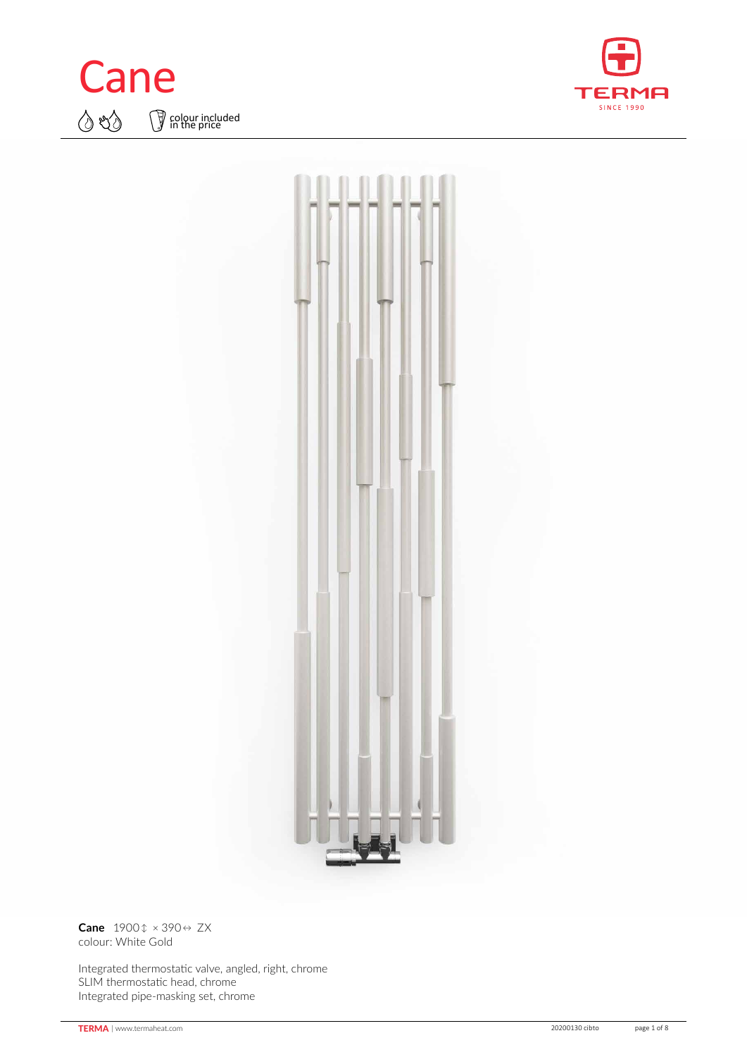# Cane

colour included in the price

**Cane** 1900↕ × 390↔ ZX
colour: White Gold

Integrated thermostatic valve, angled, right, chrome
SLIM thermostatic head, chrome
Integrated pipe-masking set, chrome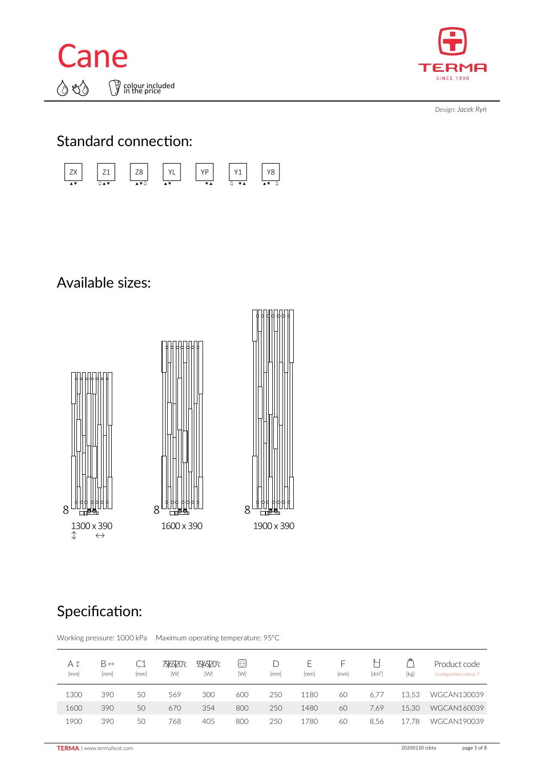# Cane

colour included in the price

Design: *Jacek Ryń*

## Standard connection:

ZX Z1 Z8 YL YP Y1 Y8

## Available sizes:

8 1300 x 390

8 1600 x 390

8 1900 x 390

## Specification:

Working pressure: 1000 kPa Maximum operating temperature: 95°C

| A ↕ [mm] | B ↔ [mm] | C1 [mm] | 75/65/20°C [W] | 55/45/20°C [W] | [W] | D [mm] | E [mm] | F [mm] | [dm³] | [kg] | Product code (Configuration code p. 7) |
|---|---|---|---|---|---|---|---|---|---|---|---|
| 1300 | 390 | 50 | 569 | 300 | 600 | 250 | 1180 | 60 | 6,77 | 13,53 | WGCAN130039 |
| 1600 | 390 | 50 | 670 | 354 | 800 | 250 | 1480 | 60 | 7,69 | 15,30 | WGCAN160039 |
| 1900 | 390 | 50 | 768 | 405 | 800 | 250 | 1780 | 60 | 8,56 | 17,78 | WGCAN190039 |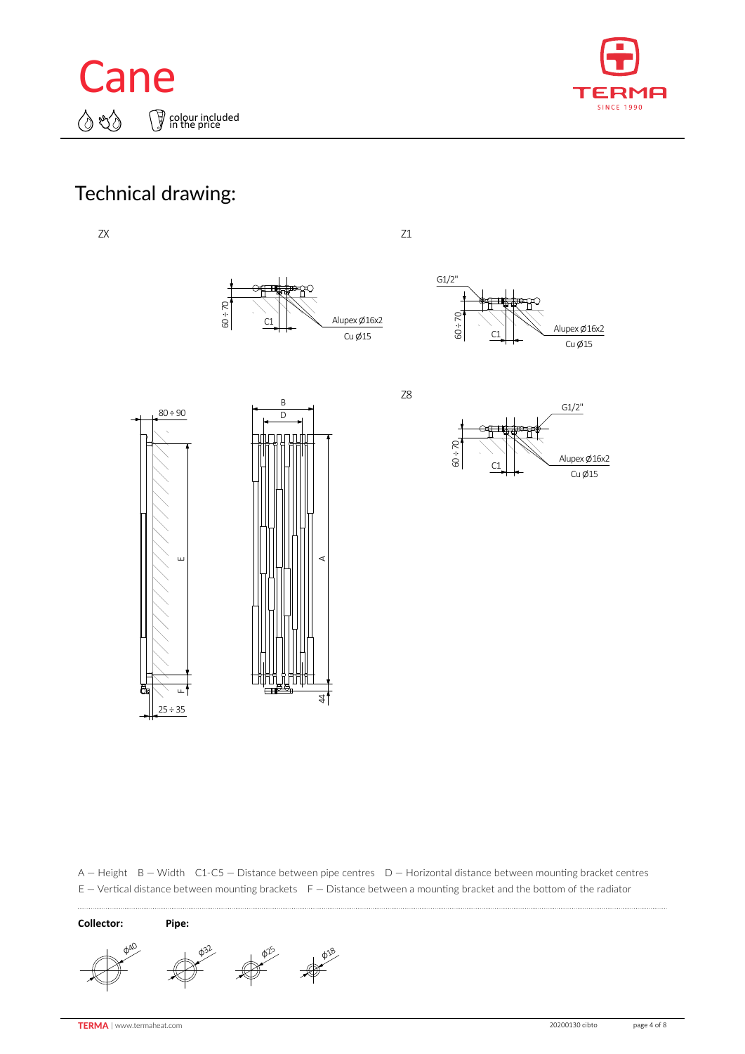# Cane

colour included in the price

## Technical drawing:

ZX

60 ÷ 70

C1

Alupex Ø16x2

Cu Ø15

Z1

G1/2"

60 ÷ 70

C1

Alupex Ø16x2

Cu Ø15

80 ÷ 90

E

F

25 ÷ 35

B

D

A

44

Z8

G1/2"

60 ÷ 70

C1

Alupex Ø16x2

Cu Ø15

A – Height B – Width C1-C5 – Distance between pipe centres D – Horizontal distance between mounting bracket centres
E – Vertical distance between mounting brackets F – Distance between a mounting bracket and the bottom of the radiator

**Collector:** **Pipe:**

Ø40 Ø32 Ø25 Ø18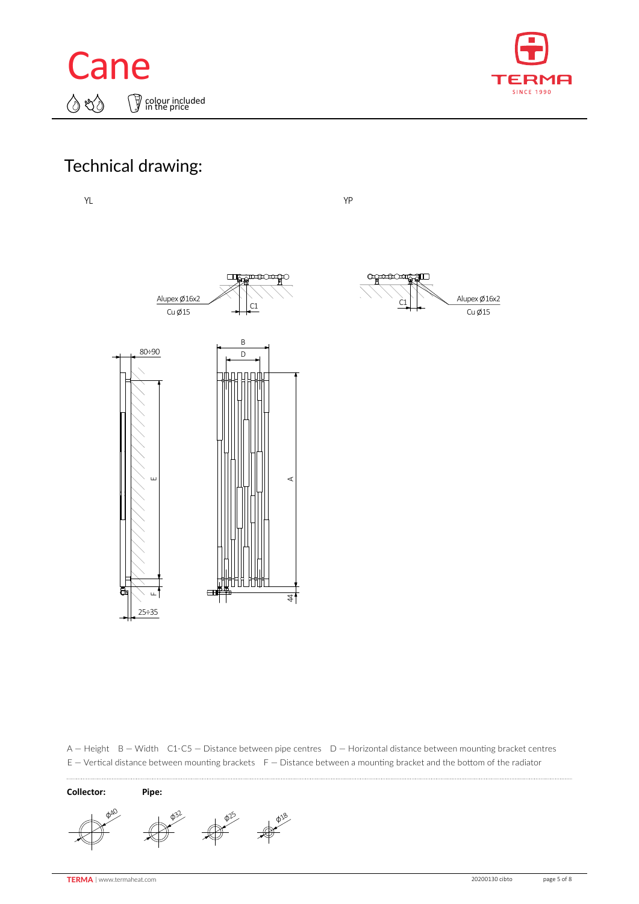# Cane

colour included in the price

## Technical drawing:

YL

YP

Alupex Ø16x2

Cu Ø15

C1

B

D

80÷90

E

A

F

44

25÷35

A – Height  B – Width  C1-C5 – Distance between pipe centres  D – Horizontal distance between mounting bracket centres
E – Vertical distance between mounting brackets  F – Distance between a mounting bracket and the bottom of the radiator

**Collector:** **Pipe:**

Ø40 Ø32 Ø25 Ø18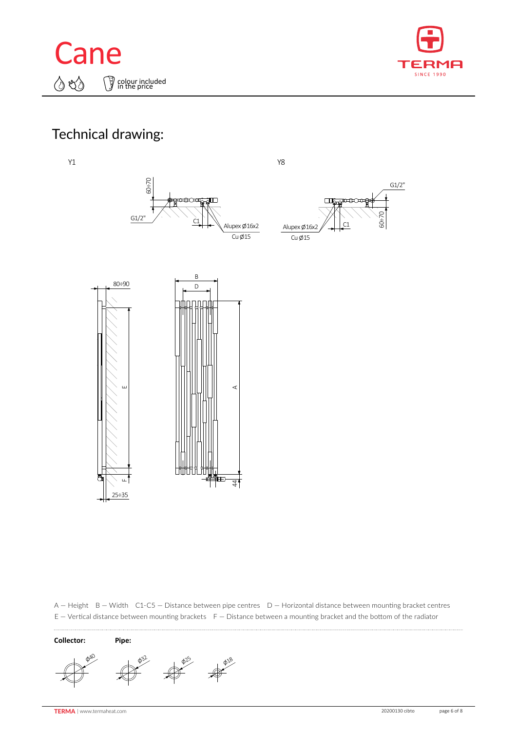# Cane

colour included in the price

## Technical drawing:

Y1

Y8

A – Height  B – Width  C1-C5 – Distance between pipe centres  D – Horizontal distance between mounting bracket centres
E – Vertical distance between mounting brackets  F – Distance between a mounting bracket and the bottom of the radiator

**Collector:** ø40

**Pipe:** ø32, ø25, ø18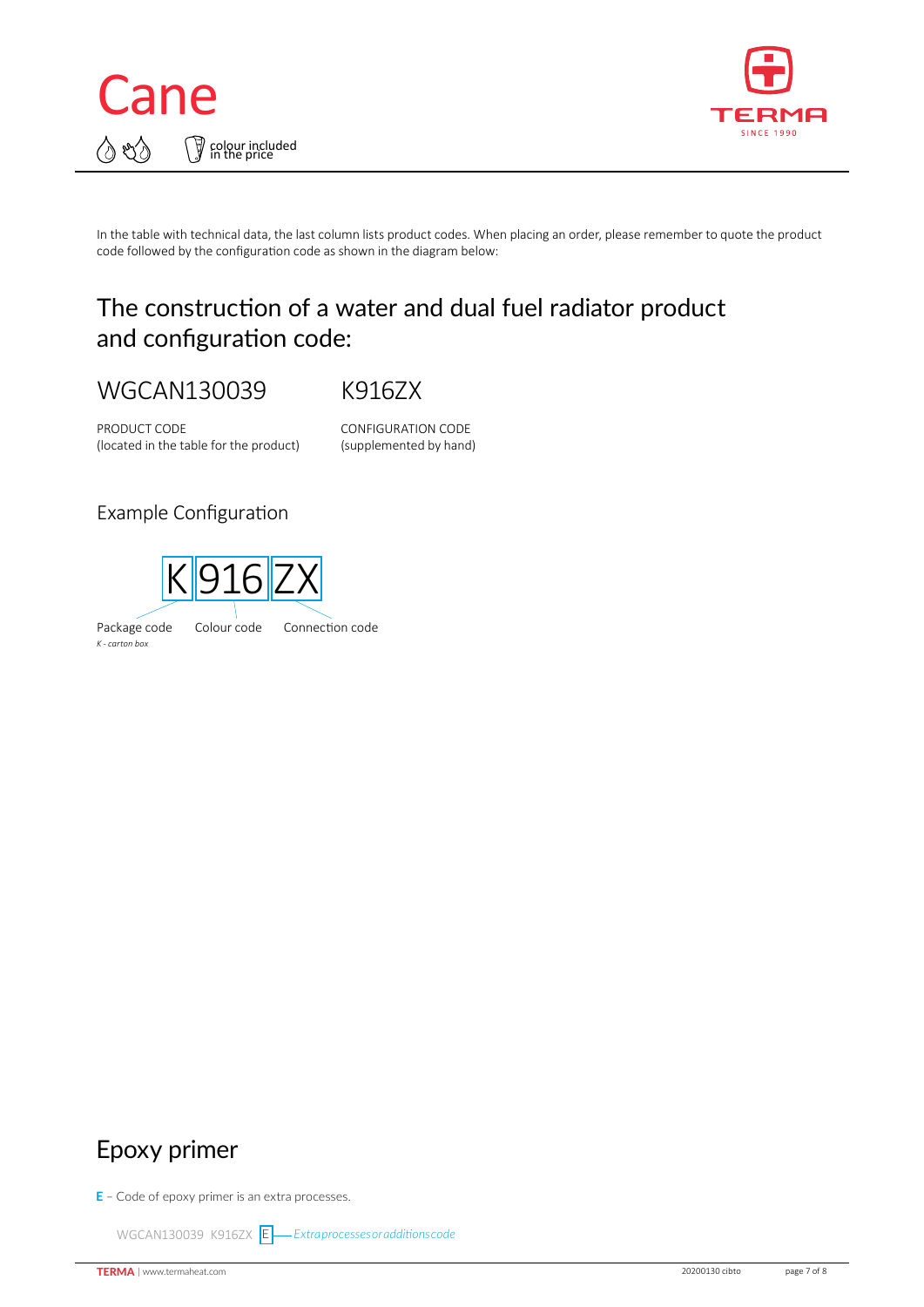# Cane

colour included in the price

In the table with technical data, the last column lists product codes. When placing an order, please remember to quote the product code followed by the configuration code as shown in the diagram below:

## The construction of a water and dual fuel radiator product and configuration code:

| WGCAN130039 | K916ZX |
|---|---|
| PRODUCT CODE (located in the table for the product) | CONFIGURATION CODE (supplemented by hand) |

### Example Configuration

K | 916 | ZX

Package code — *K - carton box*

Colour code

Connection code

## Epoxy primer

**E** – Code of epoxy primer is an extra processes.

WGCAN130039 K916ZX E — *Extra processes or additions code*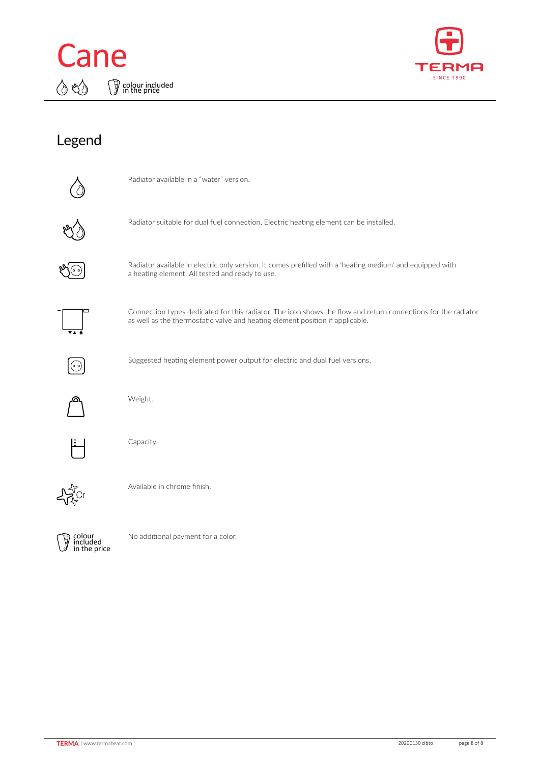# Cane

colour included in the price

## Legend

| | |
|---|---|
| | Radiator available in a "water" version. |
| | Radiator suitable for dual fuel connection. Electric heating element can be installed. |
| | Radiator available in electric only version. It comes prefilled with a 'heating medium' and equipped with a heating element. All tested and ready to use. |
| | Connection types dedicated for this radiator. The icon shows the flow and return connections for the radiator as well as the thermostatic valve and heating element position if applicable. |
| | Suggested heating element power output for electric and dual fuel versions. |
| | Weight. |
| | Capacity. |
| Cr | Available in chrome finish. |
| colour included in the price | No additional payment for a color. |